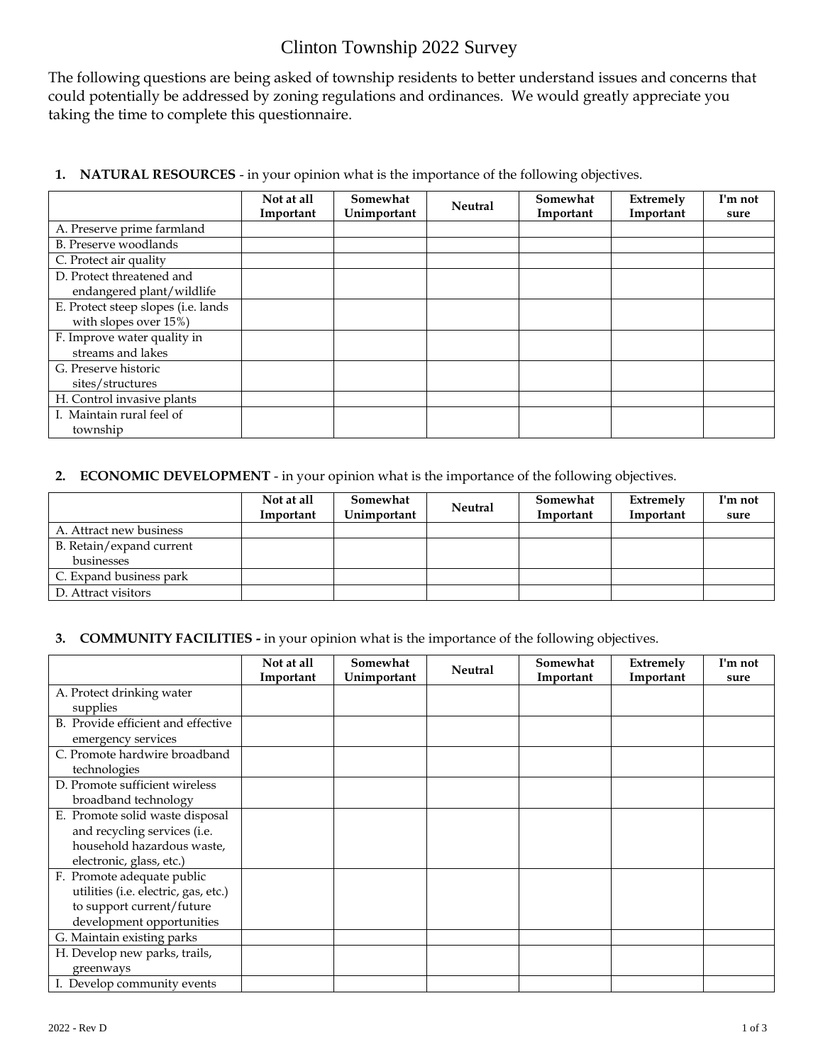# Clinton Township 2022 Survey

The following questions are being asked of township residents to better understand issues and concerns that could potentially be addressed by zoning regulations and ordinances. We would greatly appreciate you taking the time to complete this questionnaire.

1. **NATURAL RESOURCES** - in your opinion what is the importance of the following objectives.

| | Not at all Important | Somewhat Unimportant | Neutral | Somewhat Important | Extremely Important | I'm not sure |
|---|---|---|---|---|---|---|
| A. Preserve prime farmland | | | | | | |
| B. Preserve woodlands | | | | | | |
| C. Protect air quality | | | | | | |
| D. Protect threatened and endangered plant/wildlife | | | | | | |
| E. Protect steep slopes (i.e. lands with slopes over 15%) | | | | | | |
| F. Improve water quality in streams and lakes | | | | | | |
| G. Preserve historic sites/structures | | | | | | |
| H. Control invasive plants | | | | | | |
| I. Maintain rural feel of township | | | | | | |

2. **ECONOMIC DEVELOPMENT** - in your opinion what is the importance of the following objectives.

| | Not at all Important | Somewhat Unimportant | Neutral | Somewhat Important | Extremely Important | I'm not sure |
|---|---|---|---|---|---|---|
| A. Attract new business | | | | | | |
| B. Retain/expand current businesses | | | | | | |
| C. Expand business park | | | | | | |
| D. Attract visitors | | | | | | |

3. **COMMUNITY FACILITIES -** in your opinion what is the importance of the following objectives.

| | Not at all Important | Somewhat Unimportant | Neutral | Somewhat Important | Extremely Important | I'm not sure |
|---|---|---|---|---|---|---|
| A. Protect drinking water supplies | | | | | | |
| B. Provide efficient and effective emergency services | | | | | | |
| C. Promote hardwire broadband technologies | | | | | | |
| D. Promote sufficient wireless broadband technology | | | | | | |
| E. Promote solid waste disposal and recycling services (i.e. household hazardous waste, electronic, glass, etc.) | | | | | | |
| F. Promote adequate public utilities (i.e. electric, gas, etc.) to support current/future development opportunities | | | | | | |
| G. Maintain existing parks | | | | | | |
| H. Develop new parks, trails, greenways | | | | | | |
| I. Develop community events | | | | | | |

2022 - Rev D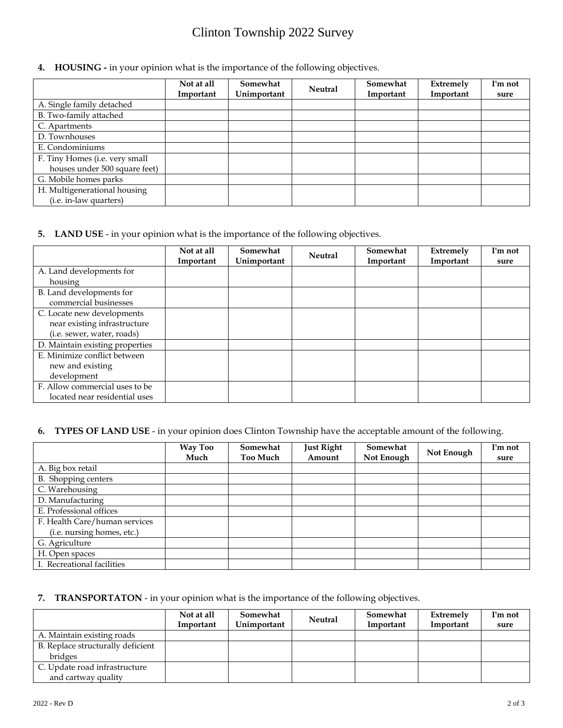# Clinton Township 2022 Survey

**4. HOUSING -** in your opinion what is the importance of the following objectives.

| | Not at all Important | Somewhat Unimportant | Neutral | Somewhat Important | Extremely Important | I'm not sure |
|---|---|---|---|---|---|---|
| A. Single family detached | | | | | | |
| B. Two-family attached | | | | | | |
| C. Apartments | | | | | | |
| D. Townhouses | | | | | | |
| E. Condominiums | | | | | | |
| F. Tiny Homes (i.e. very small houses under 500 square feet) | | | | | | |
| G. Mobile homes parks | | | | | | |
| H. Multigenerational housing (i.e. in-law quarters) | | | | | | |

**5. LAND USE** - in your opinion what is the importance of the following objectives.

| | Not at all Important | Somewhat Unimportant | Neutral | Somewhat Important | Extremely Important | I'm not sure |
|---|---|---|---|---|---|---|
| A. Land developments for housing | | | | | | |
| B. Land developments for commercial businesses | | | | | | |
| C. Locate new developments near existing infrastructure (i.e. sewer, water, roads) | | | | | | |
| D. Maintain existing properties | | | | | | |
| E. Minimize conflict between new and existing development | | | | | | |
| F. Allow commercial uses to be located near residential uses | | | | | | |

**6. TYPES OF LAND USE** - in your opinion does Clinton Township have the acceptable amount of the following.

| | Way Too Much | Somewhat Too Much | Just Right Amount | Somewhat Not Enough | Not Enough | I'm not sure |
|---|---|---|---|---|---|---|
| A. Big box retail | | | | | | |
| B. Shopping centers | | | | | | |
| C. Warehousing | | | | | | |
| D. Manufacturing | | | | | | |
| E. Professional offices | | | | | | |
| F. Health Care/human services (i.e. nursing homes, etc.) | | | | | | |
| G. Agriculture | | | | | | |
| H. Open spaces | | | | | | |
| I. Recreational facilities | | | | | | |

**7. TRANSPORTATON** - in your opinion what is the importance of the following objectives.

| | Not at all Important | Somewhat Unimportant | Neutral | Somewhat Important | Extremely Important | I'm not sure |
|---|---|---|---|---|---|---|
| A. Maintain existing roads | | | | | | |
| B. Replace structurally deficient bridges | | | | | | |
| C. Update road infrastructure and cartway quality | | | | | | |

2022 - Rev D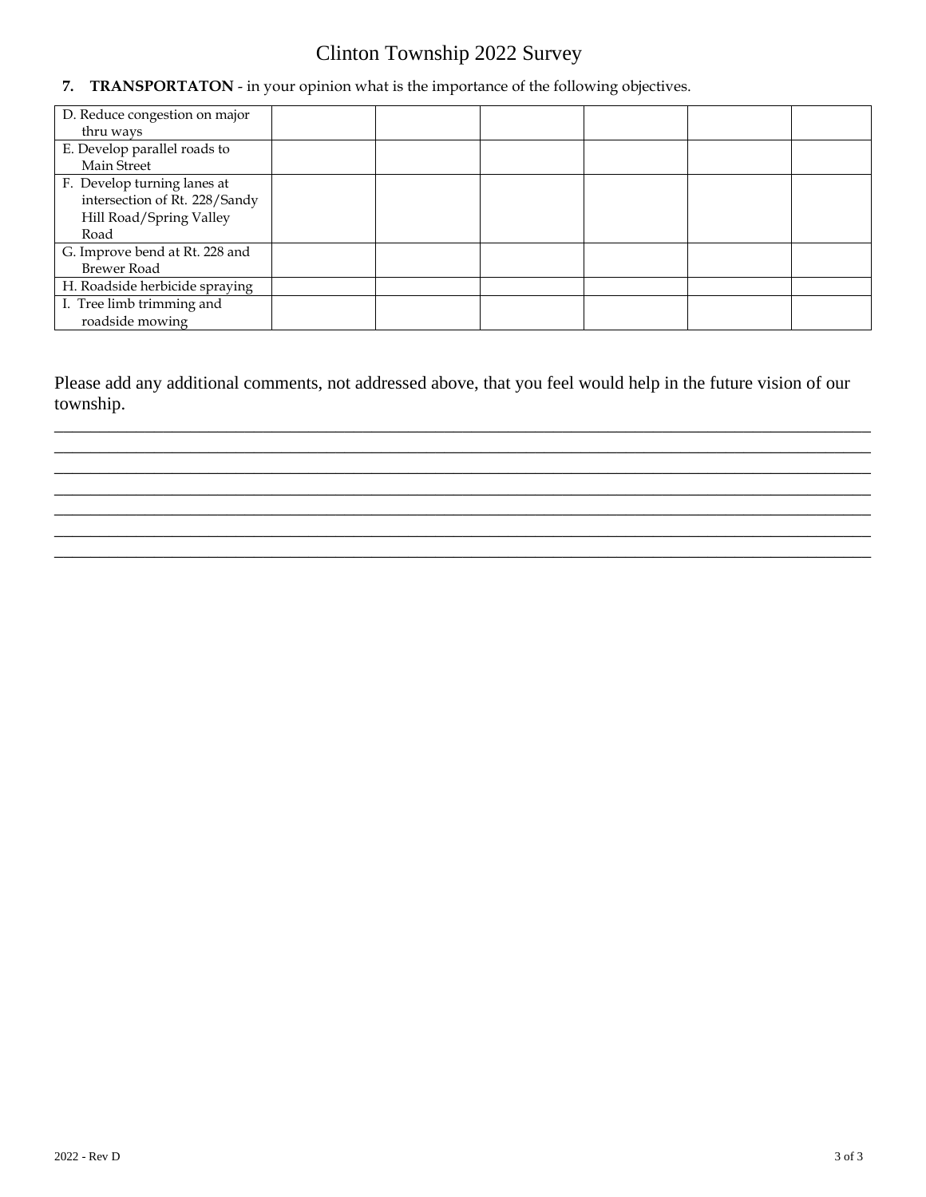Clinton Township 2022 Survey

**7. TRANSPORTATON** - in your opinion what is the importance of the following objectives.

| | | | | | | |
|---|---|---|---|---|---|---|
| D. Reduce congestion on major thru ways | | | | | | |
| E. Develop parallel roads to Main Street | | | | | | |
| F. Develop turning lanes at intersection of Rt. 228/Sandy Hill Road/Spring Valley Road | | | | | | |
| G. Improve bend at Rt. 228 and Brewer Road | | | | | | |
| H. Roadside herbicide spraying | | | | | | |
| I. Tree limb trimming and roadside mowing | | | | | | |

Please add any additional comments, not addressed above, that you feel would help in the future vision of our township.

\_\_\_\_\_\_\_\_\_\_\_\_\_\_\_\_\_\_\_\_\_\_\_\_\_\_\_\_\_\_\_\_\_\_\_\_\_\_\_\_\_\_\_\_\_\_\_\_\_\_\_\_\_\_\_\_\_\_\_\_\_\_\_\_\_\_\_\_\_\_\_\_\_\_\_\_\_\_

\_\_\_\_\_\_\_\_\_\_\_\_\_\_\_\_\_\_\_\_\_\_\_\_\_\_\_\_\_\_\_\_\_\_\_\_\_\_\_\_\_\_\_\_\_\_\_\_\_\_\_\_\_\_\_\_\_\_\_\_\_\_\_\_\_\_\_\_\_\_\_\_\_\_\_\_\_\_

\_\_\_\_\_\_\_\_\_\_\_\_\_\_\_\_\_\_\_\_\_\_\_\_\_\_\_\_\_\_\_\_\_\_\_\_\_\_\_\_\_\_\_\_\_\_\_\_\_\_\_\_\_\_\_\_\_\_\_\_\_\_\_\_\_\_\_\_\_\_\_\_\_\_\_\_\_\_

\_\_\_\_\_\_\_\_\_\_\_\_\_\_\_\_\_\_\_\_\_\_\_\_\_\_\_\_\_\_\_\_\_\_\_\_\_\_\_\_\_\_\_\_\_\_\_\_\_\_\_\_\_\_\_\_\_\_\_\_\_\_\_\_\_\_\_\_\_\_\_\_\_\_\_\_\_\_

\_\_\_\_\_\_\_\_\_\_\_\_\_\_\_\_\_\_\_\_\_\_\_\_\_\_\_\_\_\_\_\_\_\_\_\_\_\_\_\_\_\_\_\_\_\_\_\_\_\_\_\_\_\_\_\_\_\_\_\_\_\_\_\_\_\_\_\_\_\_\_\_\_\_\_\_\_\_

\_\_\_\_\_\_\_\_\_\_\_\_\_\_\_\_\_\_\_\_\_\_\_\_\_\_\_\_\_\_\_\_\_\_\_\_\_\_\_\_\_\_\_\_\_\_\_\_\_\_\_\_\_\_\_\_\_\_\_\_\_\_\_\_\_\_\_\_\_\_\_\_\_\_\_\_\_\_

\_\_\_\_\_\_\_\_\_\_\_\_\_\_\_\_\_\_\_\_\_\_\_\_\_\_\_\_\_\_\_\_\_\_\_\_\_\_\_\_\_\_\_\_\_\_\_\_\_\_\_\_\_\_\_\_\_\_\_\_\_\_\_\_\_\_\_\_\_\_\_\_\_\_\_\_\_\_

2022 - Rev D